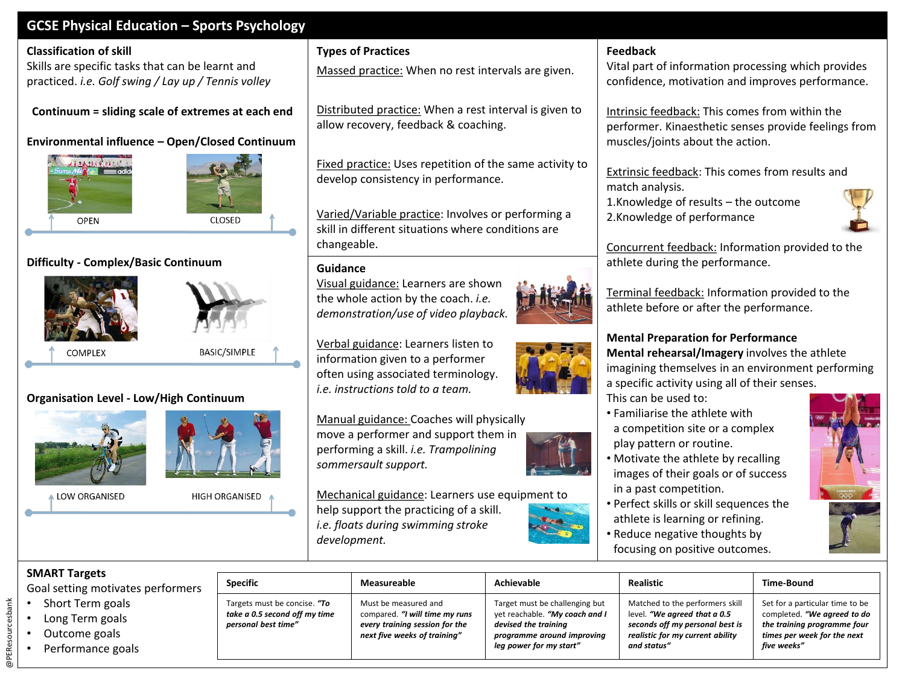# GCSE Physical Education – Sports Psychology

## Classification of skill

Skills are specific tasks that can be learnt and practiced. *i.e. Golf swing / Lay up / Tennis volley*

**Continuum = sliding scale of extremes at each end**

**Environmental influence – Open/Closed Continuum**

OPEN — CLOSED

**Difficulty - Complex/Basic Continuum**

COMPLEX — BASIC/SIMPLE

**Organisation Level - Low/High Continuum**

LOW ORGANISED — HIGH ORGANISED

## Types of Practices

Massed practice: When no rest intervals are given.

Distributed practice: When a rest interval is given to allow recovery, feedback & coaching.

Fixed practice: Uses repetition of the same activity to develop consistency in performance.

Varied/Variable practice: Involves or performing a skill in different situations where conditions are changeable.

## Guidance

Visual guidance: Learners are shown the whole action by the coach. *i.e. demonstration/use of video playback.*

Verbal guidance: Learners listen to information given to a performer often using associated terminology. *i.e. instructions told to a team.*

Manual guidance: Coaches will physically move a performer and support them in performing a skill. *i.e. Trampolining sommersault support.*

Mechanical guidance: Learners use equipment to help support the practicing of a skill. *i.e. floats during swimming stroke development.*

## Feedback

Vital part of information processing which provides confidence, motivation and improves performance.

Intrinsic feedback: This comes from within the performer. Kinaesthetic senses provide feelings from muscles/joints about the action.

Extrinsic feedback: This comes from results and match analysis.
1. Knowledge of results – the outcome
2. Knowledge of performance

Concurrent feedback: Information provided to the athlete during the performance.

Terminal feedback: Information provided to the athlete before or after the performance.

## Mental Preparation for Performance

**Mental rehearsal/Imagery** involves the athlete imagining themselves in an environment performing a specific activity using all of their senses.

This can be used to:

- Familiarise the athlete with a competition site or a complex play pattern or routine.
- Motivate the athlete by recalling images of their goals or of success in a past competition.
- Perfect skills or skill sequences the athlete is learning or refining.
- Reduce negative thoughts by focusing on positive outcomes.

## SMART Targets

Goal setting motivates performers

- Short Term goals
- Long Term goals
- Outcome goals
- Performance goals

| Specific | Measureable | Achievable | Realistic | Time-Bound |
|---|---|---|---|---|
| Targets must be concise. ***"To take a 0.5 second off my time personal best time"*** | Must be measured and compared. ***"I will time my runs every training session for the next five weeks of training"*** | Target must be challenging but yet reachable. ***"My coach and I devised the training programme around improving leg power for my start"*** | Matched to the performers skill level. ***"We agreed that a 0.5 seconds off my personal best is realistic for my current ability and status"*** | Set for a particular time to be completed. ***"We agreed to do the training programme four times per week for the next five weeks"*** |

@PEResourcesbank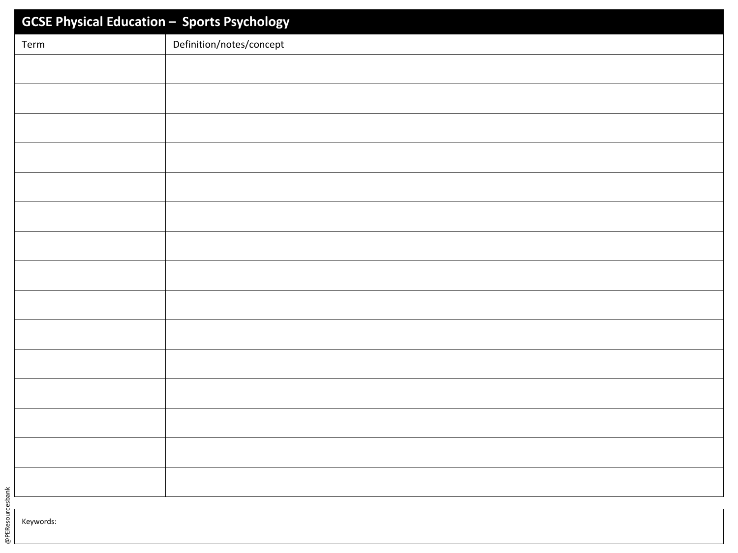## GCSE Physical Education – Sports Psychology

| Term | Definition/notes/concept |
| --- | --- |
| | |
| | |
| | |
| | |
| | |
| | |
| | |
| | |
| | |
| | |
| | |
| | |
| | |
| | |
| | |

Keywords: